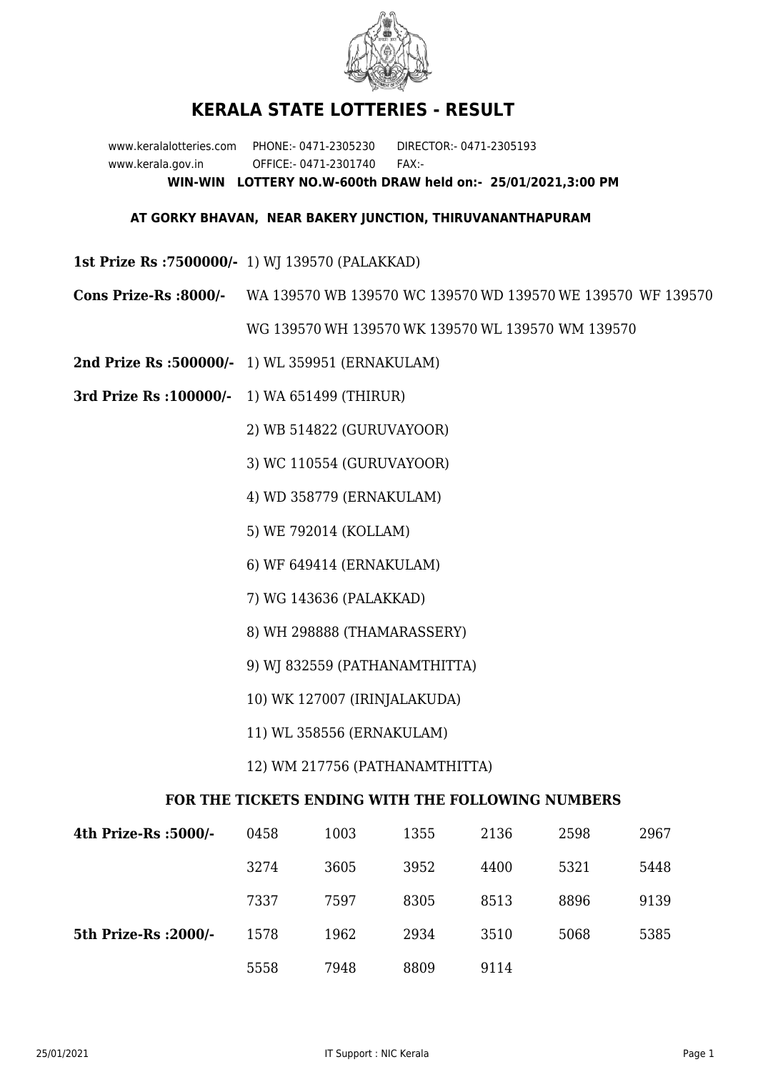# KERALA STATE LOTTERIES - RESULT

www.keralalotteries.com PHONE:- 0471-2305230 DIRECTOR:- 0471-2305193
www.kerala.gov.in OFFICE:- 0471-2301740 FAX:-

**WIN-WIN LOTTERY NO.W-600th DRAW held on:- 25/01/2021,3:00 PM**

**AT GORKY BHAVAN, NEAR BAKERY JUNCTION, THIRUVANANTHAPURAM**

**1st Prize Rs :7500000/-** 1) WJ 139570 (PALAKKAD)

**Cons Prize-Rs :8000/-** WA 139570 WB 139570 WC 139570 WD 139570 WE 139570 WF 139570 WG 139570 WH 139570 WK 139570 WL 139570 WM 139570

**2nd Prize Rs :500000/-** 1) WL 359951 (ERNAKULAM)

**3rd Prize Rs :100000/-**
1) WA 651499 (THIRUR)
2) WB 514822 (GURUVAYOOR)
3) WC 110554 (GURUVAYOOR)
4) WD 358779 (ERNAKULAM)
5) WE 792014 (KOLLAM)
6) WF 649414 (ERNAKULAM)
7) WG 143636 (PALAKKAD)
8) WH 298888 (THAMARASSERY)
9) WJ 832559 (PATHANAMTHITTA)
10) WK 127007 (IRINJALAKUDA)
11) WL 358556 (ERNAKULAM)
12) WM 217756 (PATHANAMTHITTA)

## FOR THE TICKETS ENDING WITH THE FOLLOWING NUMBERS

| | | | | | | |
|---|---|---|---|---|---|---|
| **4th Prize-Rs :5000/-** | 0458 | 1003 | 1355 | 2136 | 2598 | 2967 |
| | 3274 | 3605 | 3952 | 4400 | 5321 | 5448 |
| | 7337 | 7597 | 8305 | 8513 | 8896 | 9139 |
| **5th Prize-Rs :2000/-** | 1578 | 1962 | 2934 | 3510 | 5068 | 5385 |
| | 5558 | 7948 | 8809 | 9114 | | |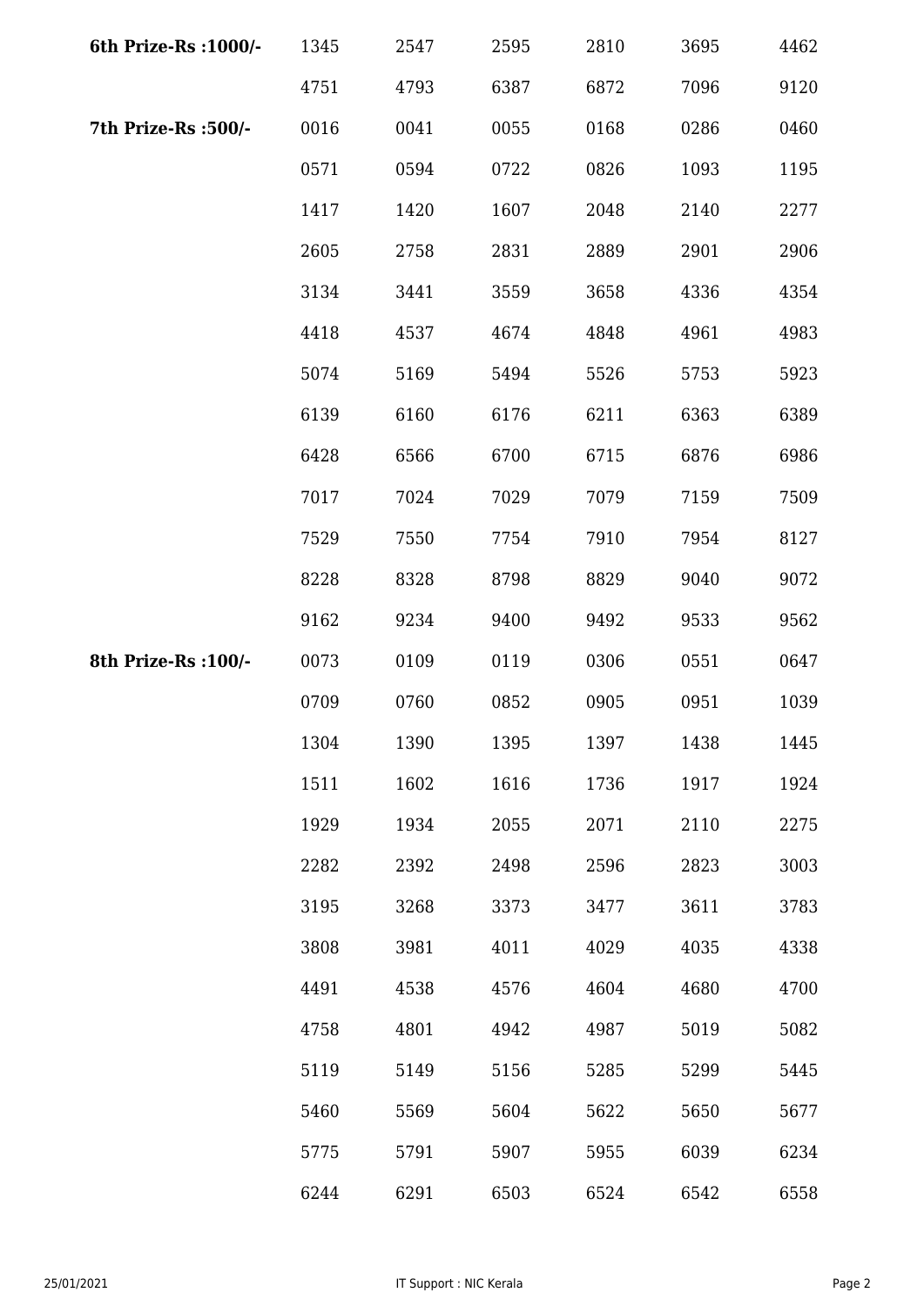| | | | | | | |
|---|---|---|---|---|---|---|
| **6th Prize-Rs :1000/-** | 1345 | 2547 | 2595 | 2810 | 3695 | 4462 |
| | 4751 | 4793 | 6387 | 6872 | 7096 | 9120 |
| **7th Prize-Rs :500/-** | 0016 | 0041 | 0055 | 0168 | 0286 | 0460 |
| | 0571 | 0594 | 0722 | 0826 | 1093 | 1195 |
| | 1417 | 1420 | 1607 | 2048 | 2140 | 2277 |
| | 2605 | 2758 | 2831 | 2889 | 2901 | 2906 |
| | 3134 | 3441 | 3559 | 3658 | 4336 | 4354 |
| | 4418 | 4537 | 4674 | 4848 | 4961 | 4983 |
| | 5074 | 5169 | 5494 | 5526 | 5753 | 5923 |
| | 6139 | 6160 | 6176 | 6211 | 6363 | 6389 |
| | 6428 | 6566 | 6700 | 6715 | 6876 | 6986 |
| | 7017 | 7024 | 7029 | 7079 | 7159 | 7509 |
| | 7529 | 7550 | 7754 | 7910 | 7954 | 8127 |
| | 8228 | 8328 | 8798 | 8829 | 9040 | 9072 |
| | 9162 | 9234 | 9400 | 9492 | 9533 | 9562 |
| **8th Prize-Rs :100/-** | 0073 | 0109 | 0119 | 0306 | 0551 | 0647 |
| | 0709 | 0760 | 0852 | 0905 | 0951 | 1039 |
| | 1304 | 1390 | 1395 | 1397 | 1438 | 1445 |
| | 1511 | 1602 | 1616 | 1736 | 1917 | 1924 |
| | 1929 | 1934 | 2055 | 2071 | 2110 | 2275 |
| | 2282 | 2392 | 2498 | 2596 | 2823 | 3003 |
| | 3195 | 3268 | 3373 | 3477 | 3611 | 3783 |
| | 3808 | 3981 | 4011 | 4029 | 4035 | 4338 |
| | 4491 | 4538 | 4576 | 4604 | 4680 | 4700 |
| | 4758 | 4801 | 4942 | 4987 | 5019 | 5082 |
| | 5119 | 5149 | 5156 | 5285 | 5299 | 5445 |
| | 5460 | 5569 | 5604 | 5622 | 5650 | 5677 |
| | 5775 | 5791 | 5907 | 5955 | 6039 | 6234 |
| | 6244 | 6291 | 6503 | 6524 | 6542 | 6558 |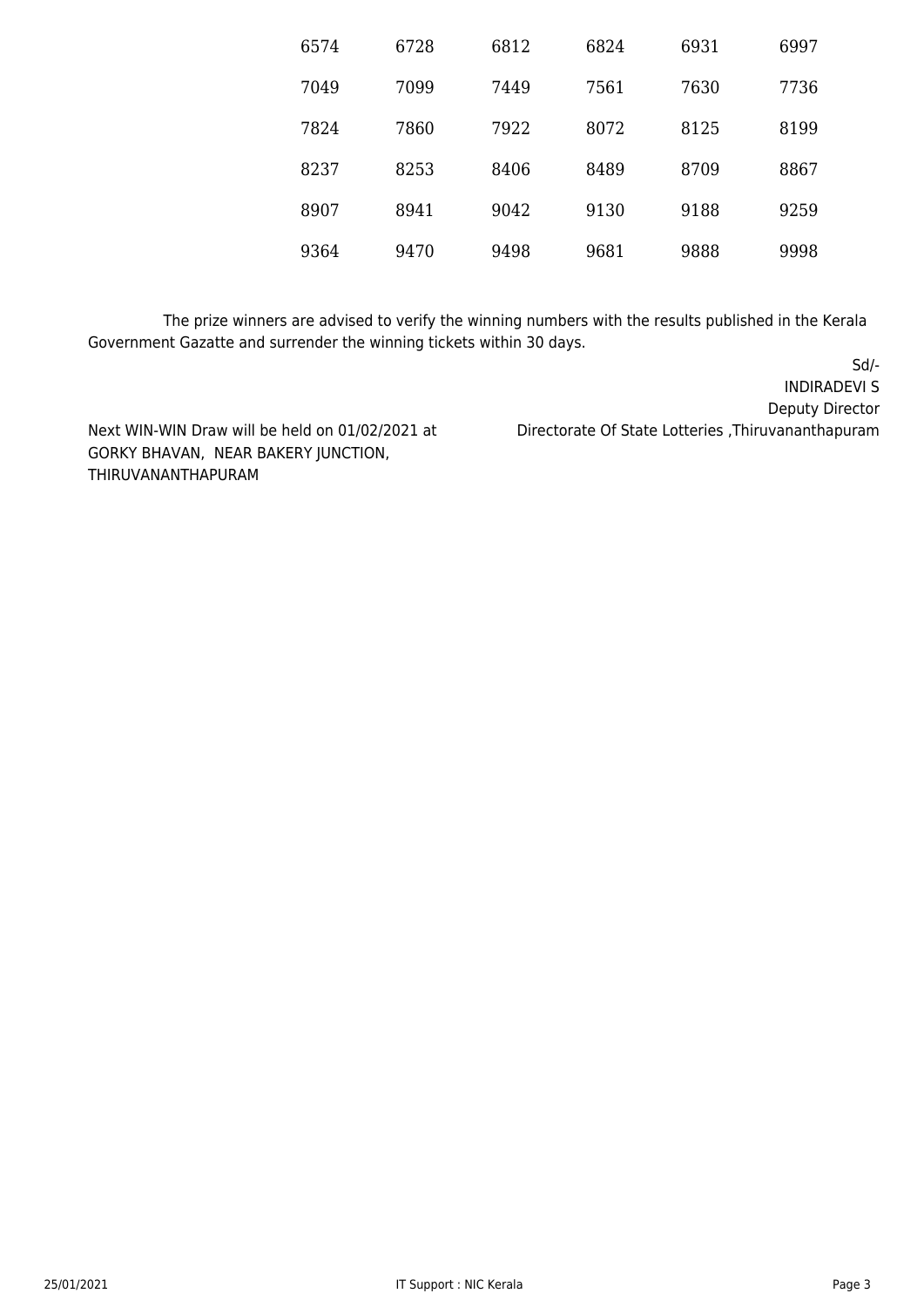| | | | | | |
|---|---|---|---|---|---|
| 6574 | 6728 | 6812 | 6824 | 6931 | 6997 |
| 7049 | 7099 | 7449 | 7561 | 7630 | 7736 |
| 7824 | 7860 | 7922 | 8072 | 8125 | 8199 |
| 8237 | 8253 | 8406 | 8489 | 8709 | 8867 |
| 8907 | 8941 | 9042 | 9130 | 9188 | 9259 |
| 9364 | 9470 | 9498 | 9681 | 9888 | 9998 |

The prize winners are advised to verify the winning numbers with the results published in the Kerala Government Gazatte and surrender the winning tickets within 30 days.

Sd/-
INDIRADEVI S
Deputy Director
Directorate Of State Lotteries ,Thiruvananthapuram

Next WIN-WIN Draw will be held on 01/02/2021 at GORKY BHAVAN, NEAR BAKERY JUNCTION, THIRUVANANTHAPURAM